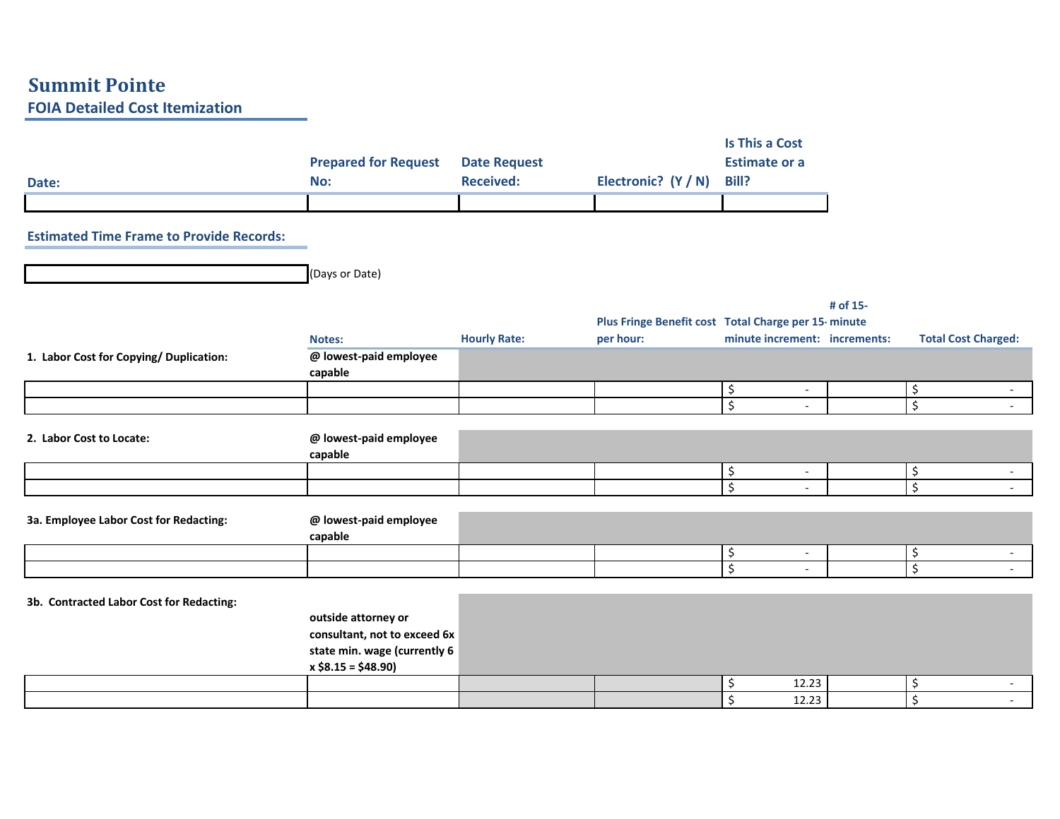# Summit Pointe

## FOIA Detailed Cost Itemization

| Date: | Prepared for Request No: | Date Request Received: | Electronic? (Y / N) | Is This a Cost Estimate or a Bill? |
|---|---|---|---|---|
| | | | | |

**Estimated Time Frame to Provide Records:**

| | (Days or Date) |
|---|---|

| | Notes: | Hourly Rate: | Plus Fringe Benefit cost per hour: | Total Charge per 15-minute increment: | # of 15-minute increments: | Total Cost Charged: |
|---|---|---|---|---|---|---|
| **1. Labor Cost for Copying/ Duplication:** | **@ lowest-paid employee capable** | | | | | |
| | | | | $ - | | $ - |
| | | | | $ - | | $ - |
| **2. Labor Cost to Locate:** | **@ lowest-paid employee capable** | | | | | |
| | | | | $ - | | $ - |
| | | | | $ - | | $ - |
| **3a. Employee Labor Cost for Redacting:** | **@ lowest-paid employee capable** | | | | | |
| | | | | $ - | | $ - |
| | | | | $ - | | $ - |
| **3b. Contracted Labor Cost for Redacting:** | **outside attorney or consultant, not to exceed 6x state min. wage (currently 6 x $8.15 = $48.90)** | | | | | |
| | | | | $ 12.23 | | $ - |
| | | | | $ 12.23 | | $ - |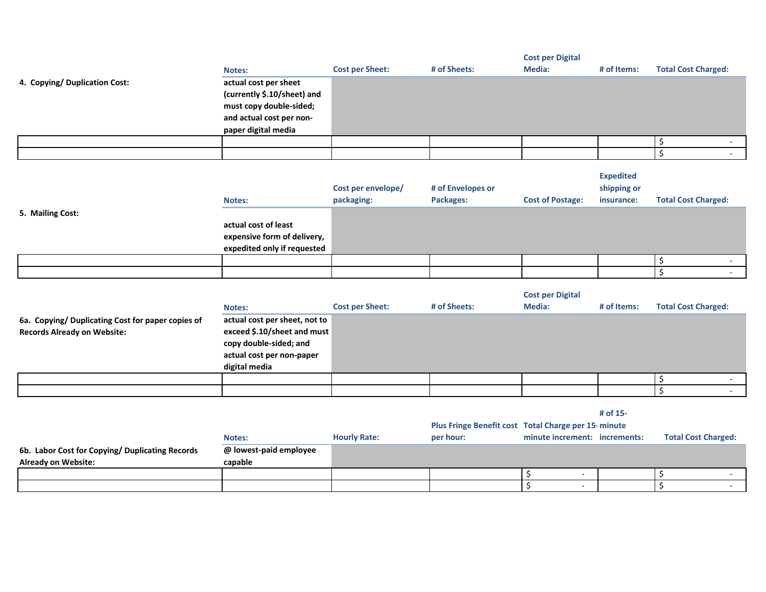| 4. Copying/ Duplication Cost: | Notes: | Cost per Sheet: | # of Sheets: | Cost per Digital Media: | # of Items: | Total Cost Charged: |
|---|---|---|---|---|---|---|
| | actual cost per sheet (currently $.10/sheet) and must copy double-sided; and actual cost per non-paper digital media | | | | | |
| | | | | | | $ - |
| | | | | | | $ - |

| 5. Mailing Cost: | Notes: | Cost per envelope/ packaging: | # of Envelopes or Packages: | Cost of Postage: | Expedited shipping or insurance: | Total Cost Charged: |
|---|---|---|---|---|---|---|
| | actual cost of least expensive form of delivery, expedited only if requested | | | | | |
| | | | | | | $ - |
| | | | | | | $ - |

| 6a. Copying/ Duplicating Cost for paper copies of Records Already on Website: | Notes: | Cost per Sheet: | # of Sheets: | Cost per Digital Media: | # of Items: | Total Cost Charged: |
|---|---|---|---|---|---|---|
| | actual cost per sheet, not to exceed $.10/sheet and must copy double-sided; and actual cost per non-paper digital media | | | | | |
| | | | | | | $ - |
| | | | | | | $ - |

| 6b. Labor Cost for Copying/ Duplicating Records Already on Website: | Notes: | Hourly Rate: | Plus Fringe Benefit cost per hour: | Total Charge per 15-minute increment: | # of 15-minute increments: | Total Cost Charged: |
|---|---|---|---|---|---|---|
| | @ lowest-paid employee capable | | | | | |
| | | | | $ - | | $ - |
| | | | | $ - | | $ - |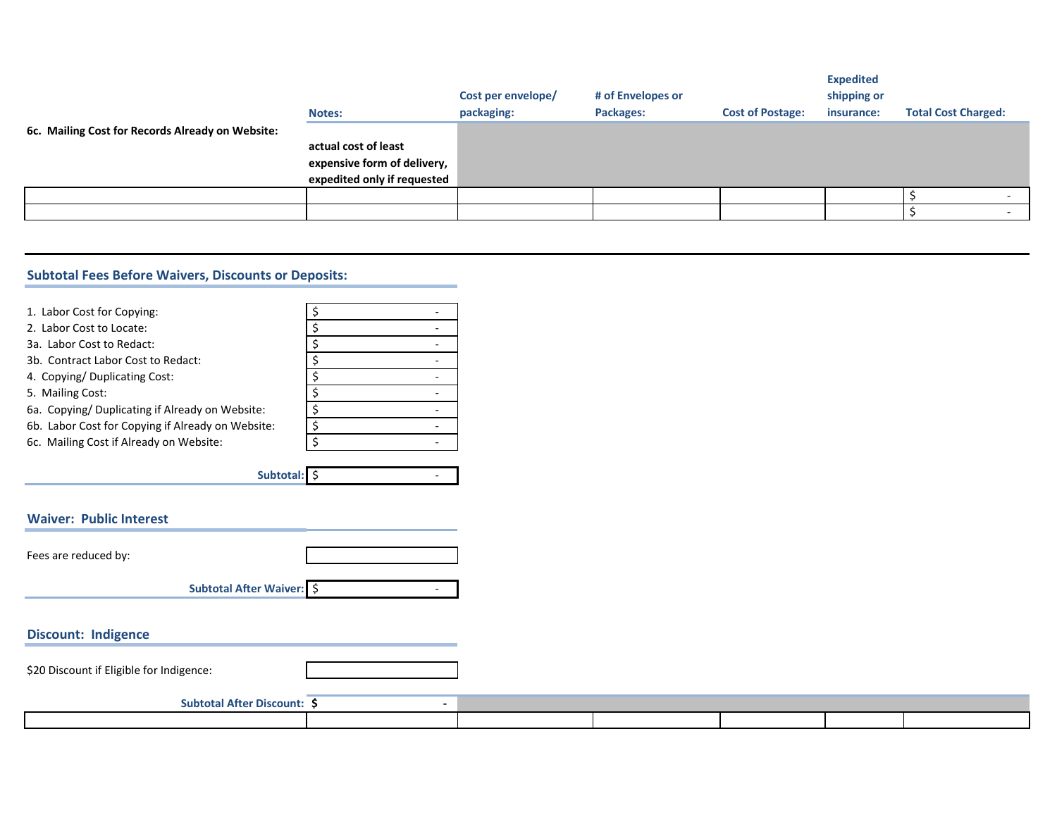| 6c. Mailing Cost for Records Already on Website: | Notes: | Cost per envelope/ packaging: | # of Envelopes or Packages: | Cost of Postage: | Expedited shipping or insurance: | Total Cost Charged: |
|---|---|---|---|---|---|---|
| | actual cost of least expensive form of delivery, expedited only if requested | | | | | |
| | | | | | | $ - |
| | | | | | | $ - |

## Subtotal Fees Before Waivers, Discounts or Deposits:

| | |
|---|---|
| 1. Labor Cost for Copying: | $ - |
| 2. Labor Cost to Locate: | $ - |
| 3a. Labor Cost to Redact: | $ - |
| 3b. Contract Labor Cost to Redact: | $ - |
| 4. Copying/ Duplicating Cost: | $ - |
| 5. Mailing Cost: | $ - |
| 6a. Copying/ Duplicating if Already on Website: | $ - |
| 6b. Labor Cost for Copying if Already on Website: | $ - |
| 6c. Mailing Cost if Already on Website: | $ - |
| **Subtotal:** | $ - |

## Waiver: Public Interest

| | |
|---|---|
| Fees are reduced by: | |
| **Subtotal After Waiver:** | $ - |

## Discount: Indigence

| | |
|---|---|
| $20 Discount if Eligible for Indigence: | |
| **Subtotal After Discount:** | **$ -** |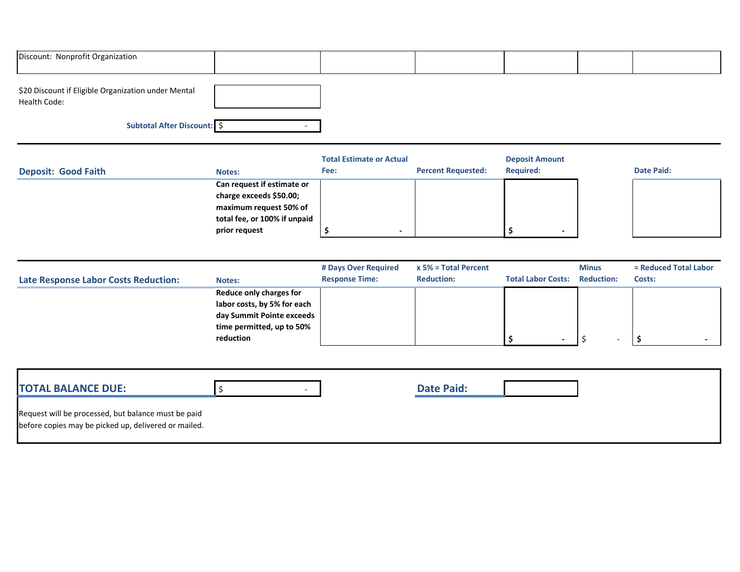| Discount: Nonprofit Organization | | | | | | |
|---|---|---|---|---|---|---|

$20 Discount if Eligible Organization under Mental Health Code:

**Subtotal After Discount:** $ -

| **Deposit: Good Faith** | **Notes:** | **Total Estimate or Actual Fee:** | **Percent Requested:** | **Deposit Amount Required:** | | **Date Paid:** |
|---|---|---|---|---|---|---|
| | **Can request if estimate or charge exceeds $50.00; maximum request 50% of total fee, or 100% if unpaid prior request** | **$ -** | | **$ -** | | |

| **Late Response Labor Costs Reduction:** | **Notes:** | **# Days Over Required Response Time:** | **x 5% = Total Percent Reduction:** | **Total Labor Costs:** | **Minus Reduction:** | **= Reduced Total Labor Costs:** |
|---|---|---|---|---|---|---|
| | **Reduce only charges for labor costs, by 5% for each day Summit Pointe exceeds time permitted, up to 50% reduction** | | | **$ -** | $ - | **$ -** |

## TOTAL BALANCE DUE: $ -

## Date Paid:

Request will be processed, but balance must be paid before copies may be picked up, delivered or mailed.